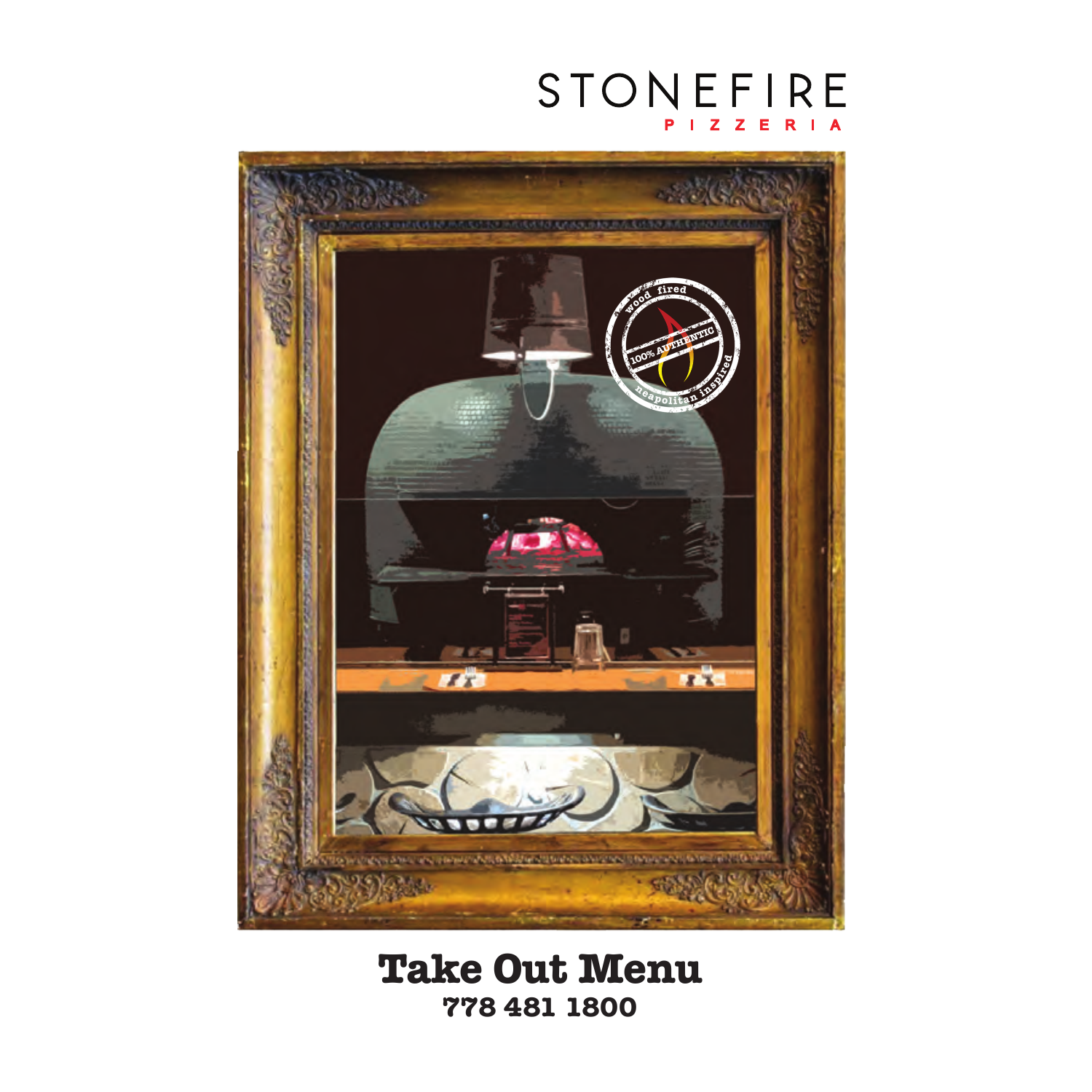# STONEFIRE
## PIZZERIA

# Take Out Menu
**778 481 1800**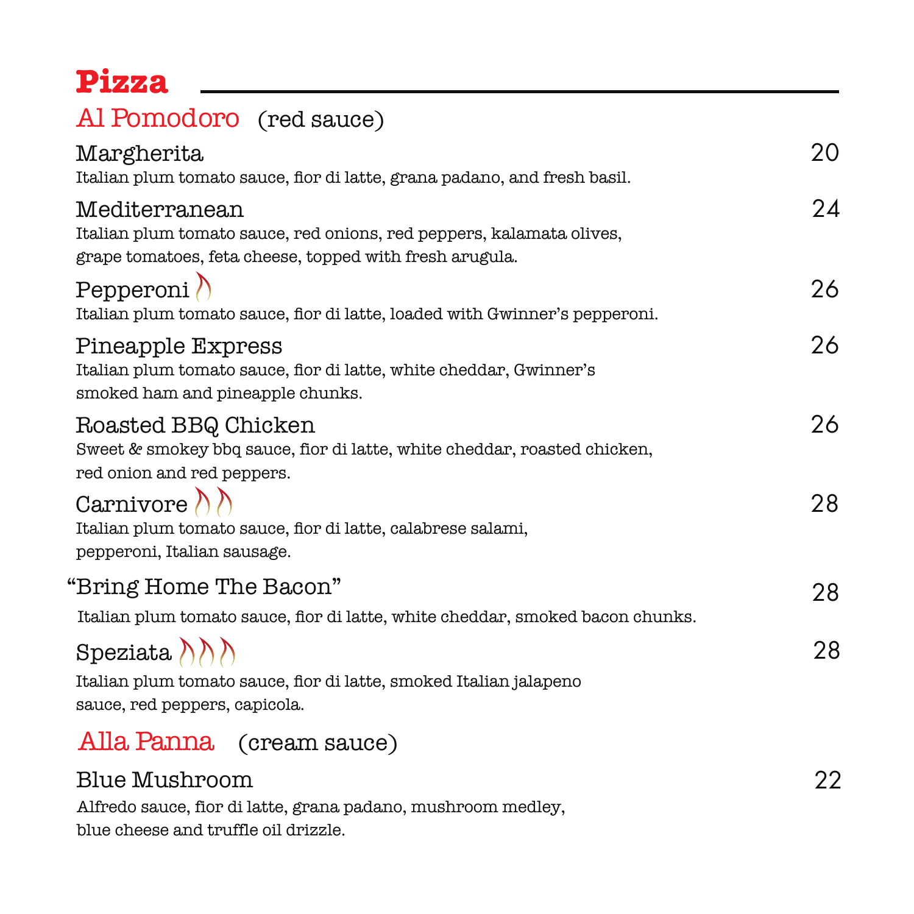# Pizza

## Al Pomodoro (red sauce)

**Margherita** 20
Italian plum tomato sauce, fior di latte, grana padano, and fresh basil.

**Mediterranean** 24
Italian plum tomato sauce, red onions, red peppers, kalamata olives, grape tomatoes, feta cheese, topped with fresh arugula.

**Pepperoni** 🔥 26
Italian plum tomato sauce, fior di latte, loaded with Gwinner's pepperoni.

**Pineapple Express** 26
Italian plum tomato sauce, fior di latte, white cheddar, Gwinner's smoked ham and pineapple chunks.

**Roasted BBQ Chicken** 26
Sweet & smokey bbq sauce, fior di latte, white cheddar, roasted chicken, red onion and red peppers.

**Carnivore** 🔥🔥 28
Italian plum tomato sauce, fior di latte, calabrese salami, pepperoni, Italian sausage.

**"Bring Home The Bacon"** 28
Italian plum tomato sauce, fior di latte, white cheddar, smoked bacon chunks.

**Speziata** 🔥🔥🔥 28
Italian plum tomato sauce, fior di latte, smoked Italian jalapeno sauce, red peppers, capicola.

## Alla Panna (cream sauce)

**Blue Mushroom** 22
Alfredo sauce, fior di latte, grana padano, mushroom medley, blue cheese and truffle oil drizzle.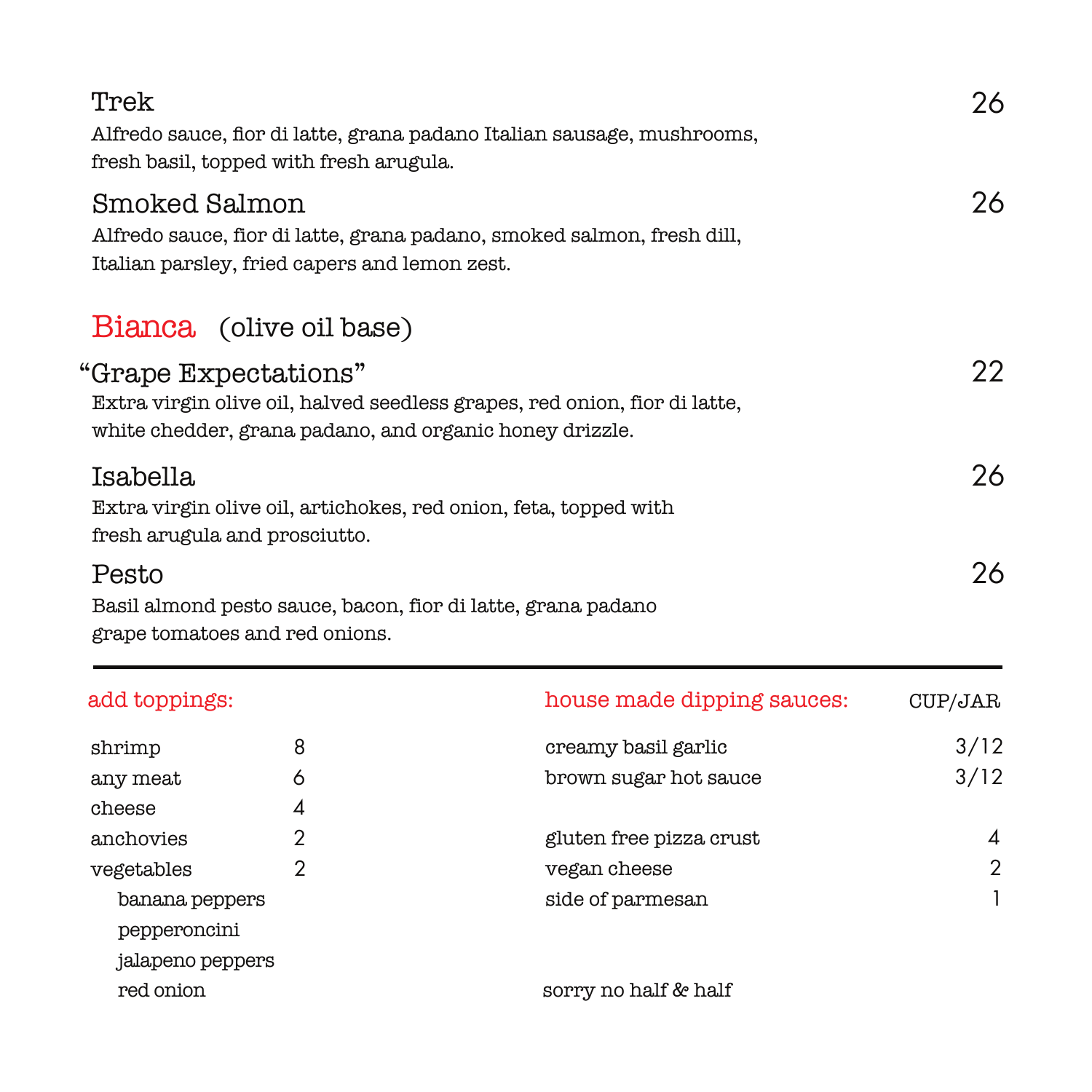### Trek — 26

Alfredo sauce, fior di latte, grana padano Italian sausage, mushrooms, fresh basil, topped with fresh arugula.

### Smoked Salmon — 26

Alfredo sauce, fior di latte, grana padano, smoked salmon, fresh dill, Italian parsley, fried capers and lemon zest.

## Bianca (olive oil base)

### "Grape Expectations" — 22

Extra virgin olive oil, halved seedless grapes, red onion, fior di latte, white chedder, grana padano, and organic honey drizzle.

### Isabella — 26

Extra virgin olive oil, artichokes, red onion, feta, topped with fresh arugula and prosciutto.

### Pesto — 26

Basil almond pesto sauce, bacon, fior di latte, grana padano grape tomatoes and red onions.

---

**add toppings:**

| | |
|---|---|
| shrimp | 8 |
| any meat | 6 |
| cheese | 4 |
| anchovies | 2 |
| vegetables | 2 |

- banana peppers
- pepperoncini
- jalapeno peppers
- red onion

**house made dipping sauces:**

| | CUP/JAR |
|---|---|
| creamy basil garlic | 3/12 |
| brown sugar hot sauce | 3/12 |

| | |
|---|---|
| gluten free pizza crust | 4 |
| vegan cheese | 2 |
| side of parmesan | 1 |

sorry no half & half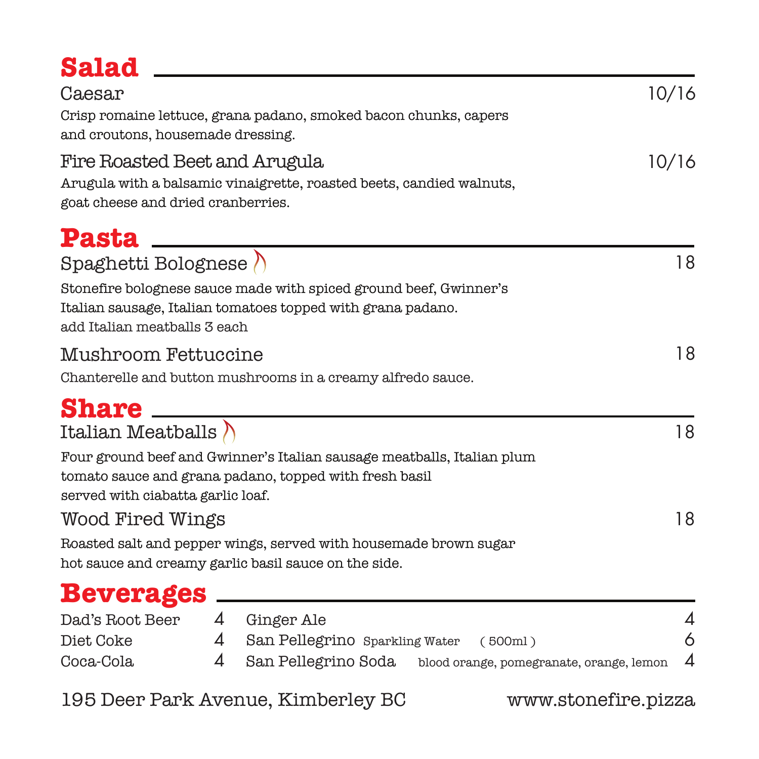## Salad

**Caesar** 10/16

Crisp romaine lettuce, grana padano, smoked bacon chunks, capers and croutons, housemade dressing.

**Fire Roasted Beet and Arugula** 10/16

Arugula with a balsamic vinaigrette, roasted beets, candied walnuts, goat cheese and dried cranberries.

## Pasta

**Spaghetti Bolognese** 18

Stonefire bolognese sauce made with spiced ground beef, Gwinner's Italian sausage, Italian tomatoes topped with grana padano.
add Italian meatballs 3 each

**Mushroom Fettuccine** 18

Chanterelle and button mushrooms in a creamy alfredo sauce.

## Share

**Italian Meatballs** 18

Four ground beef and Gwinner's Italian sausage meatballs, Italian plum tomato sauce and grana padano, topped with fresh basil served with ciabatta garlic loaf.

**Wood Fired Wings** 18

Roasted salt and pepper wings, served with housemade brown sugar hot sauce and creamy garlic basil sauce on the side.

## Beverages

| | | | |
|---|---|---|---|
| Dad's Root Beer | 4 | Ginger Ale | 4 |
| Diet Coke | 4 | San Pellegrino Sparkling Water (500ml) | 6 |
| Coca-Cola | 4 | San Pellegrino Soda blood orange, pomegranate, orange, lemon | 4 |

195 Deer Park Avenue, Kimberley BC

www.stonefire.pizza